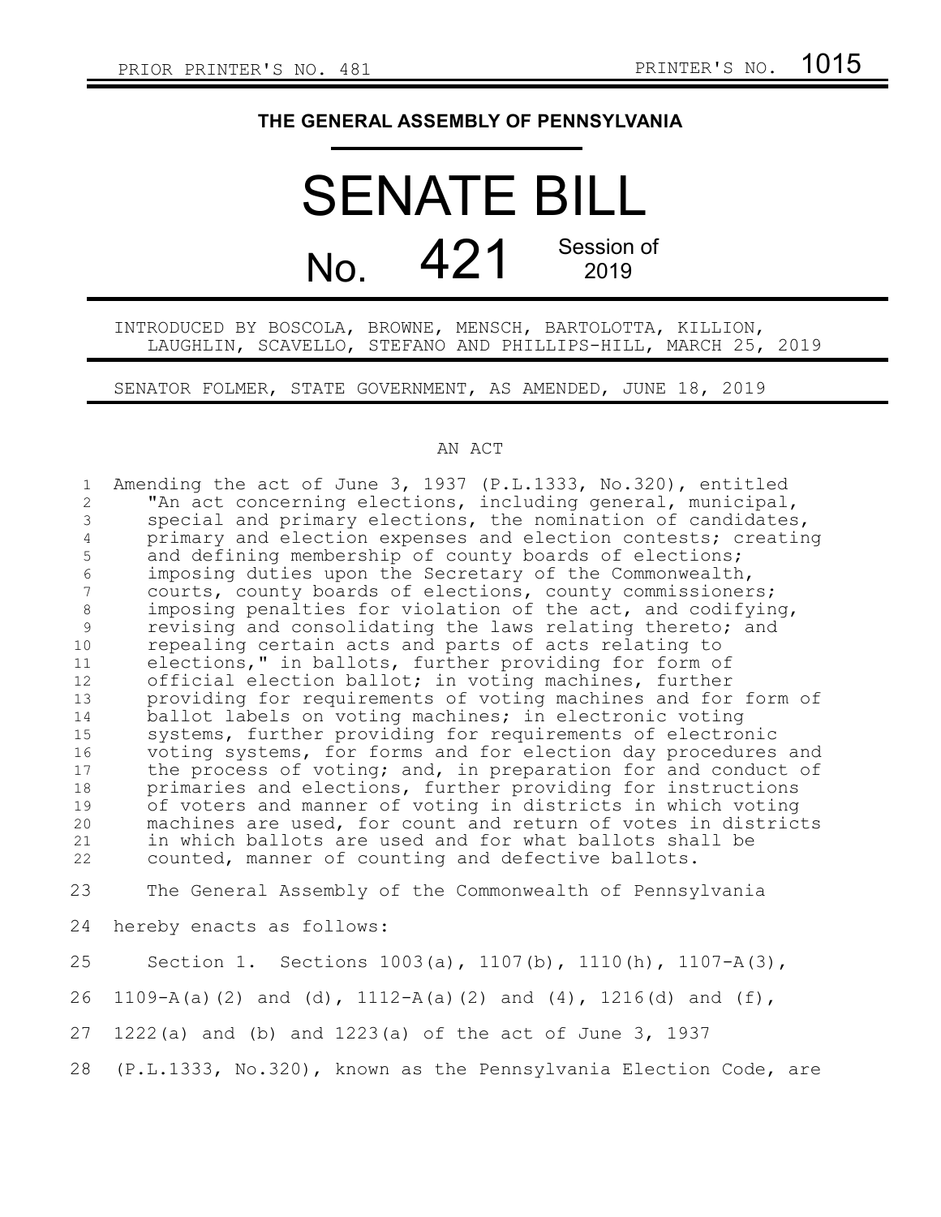PRIOR PRINTER'S NO. 481 PRINTER'S NO. 1015

# THE GENERAL ASSEMBLY OF PENNSYLVANIA

# SENATE BILL

## No. 421 Session of 2019

INTRODUCED BY BOSCOLA, BROWNE, MENSCH, BARTOLOTTA, KILLION, LAUGHLIN, SCAVELLO, STEFANO AND PHILLIPS-HILL, MARCH 25, 2019

SENATOR FOLMER, STATE GOVERNMENT, AS AMENDED, JUNE 18, 2019

AN ACT

Amending the act of June 3, 1937 (P.L.1333, No.320), entitled "An act concerning elections, including general, municipal, special and primary elections, the nomination of candidates, primary and election expenses and election contests; creating and defining membership of county boards of elections; imposing duties upon the Secretary of the Commonwealth, courts, county boards of elections, county commissioners; imposing penalties for violation of the act, and codifying, revising and consolidating the laws relating thereto; and repealing certain acts and parts of acts relating to elections," in ballots, further providing for form of official election ballot; in voting machines, further providing for requirements of voting machines and for form of ballot labels on voting machines; in electronic voting systems, further providing for requirements of electronic voting systems, for forms and for election day procedures and the process of voting; and, in preparation for and conduct of primaries and elections, further providing for instructions of voters and manner of voting in districts in which voting machines are used, for count and return of votes in districts in which ballots are used and for what ballots shall be counted, manner of counting and defective ballots.

The General Assembly of the Commonwealth of Pennsylvania hereby enacts as follows:

Section 1. Sections 1003(a), 1107(b), 1110(h), 1107-A(3), 1109-A(a)(2) and (d), 1112-A(a)(2) and (4), 1216(d) and (f), 1222(a) and (b) and 1223(a) of the act of June 3, 1937 (P.L.1333, No.320), known as the Pennsylvania Election Code, are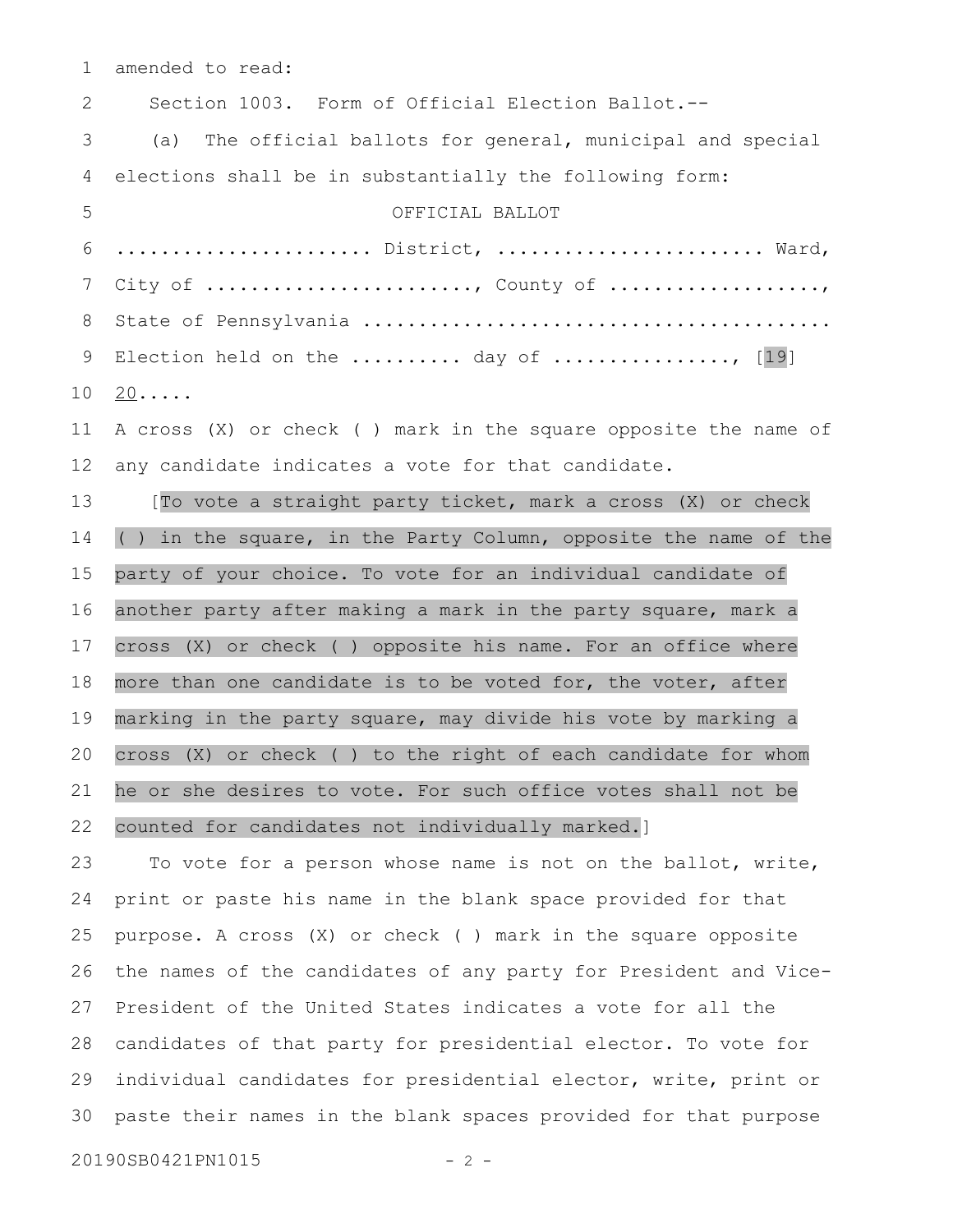amended to read:

Section 1003. Form of Official Election Ballot.--

(a) The official ballots for general, municipal and special elections shall be in substantially the following form:

OFFICIAL BALLOT

...................... District, ....................... Ward, City of ......................., County of .................., State of Pennsylvania ......................................... Election held on the ......... day of ..............., [19] 20.....

A cross (X) or check ( ) mark in the square opposite the name of any candidate indicates a vote for that candidate.

[To vote a straight party ticket, mark a cross (X) or check ( ) in the square, in the Party Column, opposite the name of the party of your choice. To vote for an individual candidate of another party after making a mark in the party square, mark a cross (X) or check ( ) opposite his name. For an office where more than one candidate is to be voted for, the voter, after marking in the party square, may divide his vote by marking a cross (X) or check ( ) to the right of each candidate for whom he or she desires to vote. For such office votes shall not be counted for candidates not individually marked.]

To vote for a person whose name is not on the ballot, write, print or paste his name in the blank space provided for that purpose. A cross (X) or check ( ) mark in the square opposite the names of the candidates of any party for President and Vice-President of the United States indicates a vote for all the candidates of that party for presidential elector. To vote for individual candidates for presidential elector, write, print or paste their names in the blank spaces provided for that purpose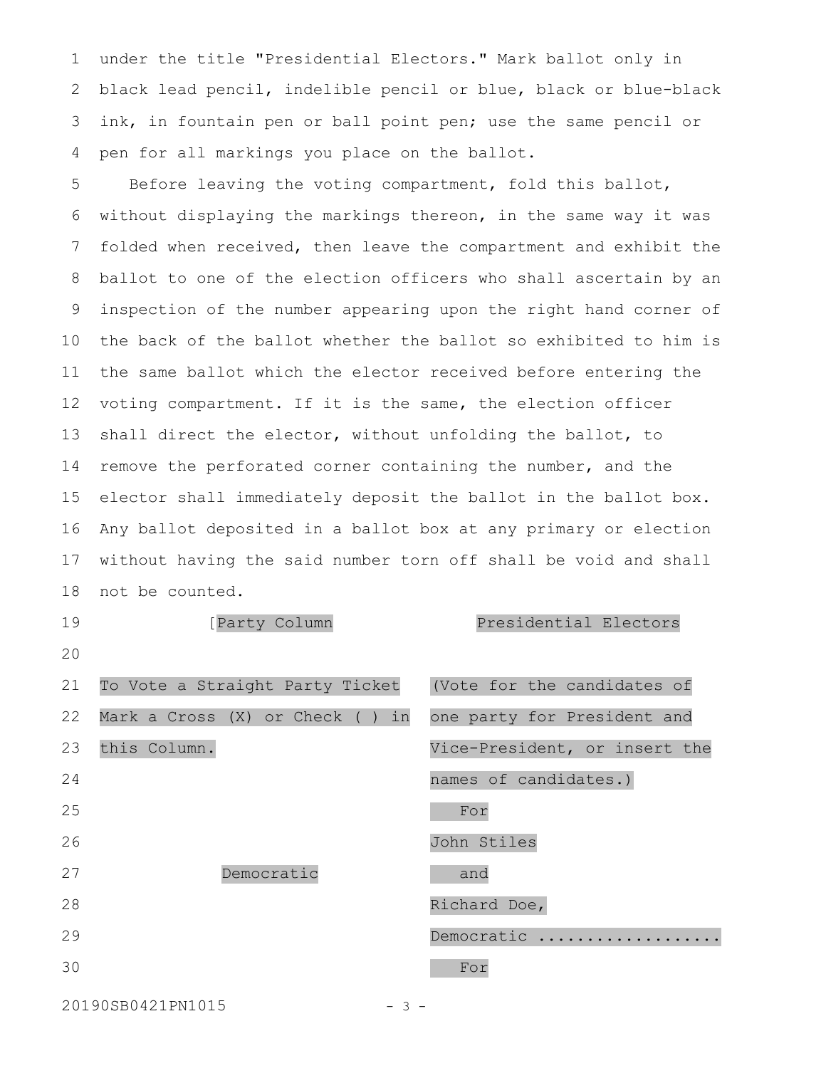under the title "Presidential Electors." Mark ballot only in black lead pencil, indelible pencil or blue, black or blue-black ink, in fountain pen or ball point pen; use the same pencil or pen for all markings you place on the ballot.

Before leaving the voting compartment, fold this ballot, without displaying the markings thereon, in the same way it was folded when received, then leave the compartment and exhibit the ballot to one of the election officers who shall ascertain by an inspection of the number appearing upon the right hand corner of the back of the ballot whether the ballot so exhibited to him is the same ballot which the elector received before entering the voting compartment. If it is the same, the election officer shall direct the elector, without unfolding the ballot, to remove the perforated corner containing the number, and the elector shall immediately deposit the ballot in the ballot box. Any ballot deposited in a ballot box at any primary or election without having the said number torn off shall be void and shall not be counted.

| [Party Column | Presidential Electors |
|---|---|
| To Vote a Straight Party Ticket Mark a Cross (X) or Check ( ) in this Column. | (Vote for the candidates of one party for President and Vice-President, or insert the names of candidates.) |
| Democratic | For John Stiles and Richard Doe, Democratic .................. |
| | For |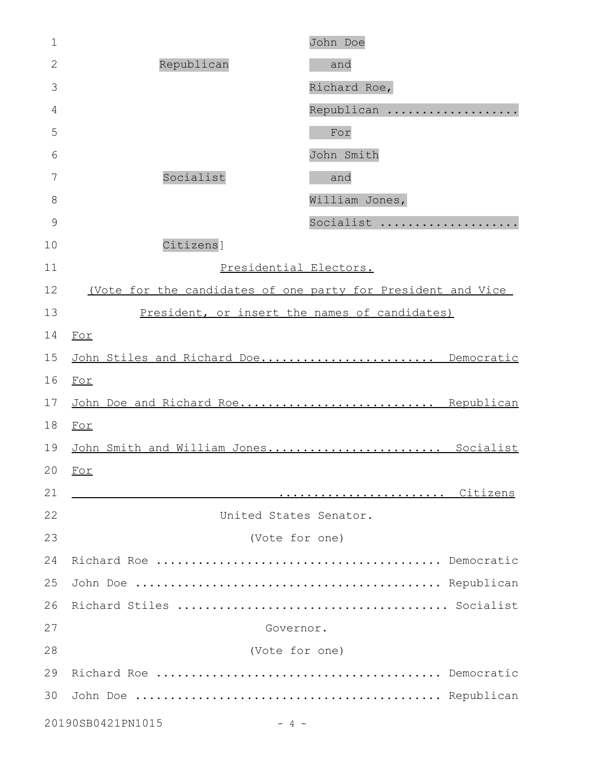John Doe

Republican and

Richard Roe,

Republican ..................

For

John Smith

Socialist and

William Jones,

Socialist ..................

Citizens]

Presidential Electors.

(Vote for the candidates of one party for President and Vice President, or insert the names of candidates)

For

John Stiles and Richard Doe........................ Democratic

For

John Doe and Richard Roe........................... Republican

For

John Smith and William Jones........................ Socialist

For

....................... Citizens

United States Senator.

(Vote for one)

Richard Roe ........................................ Democratic

John Doe ........................................... Republican

Richard Stiles ..................................... Socialist

Governor.

(Vote for one)

Richard Roe ........................................ Democratic

John Doe ........................................... Republican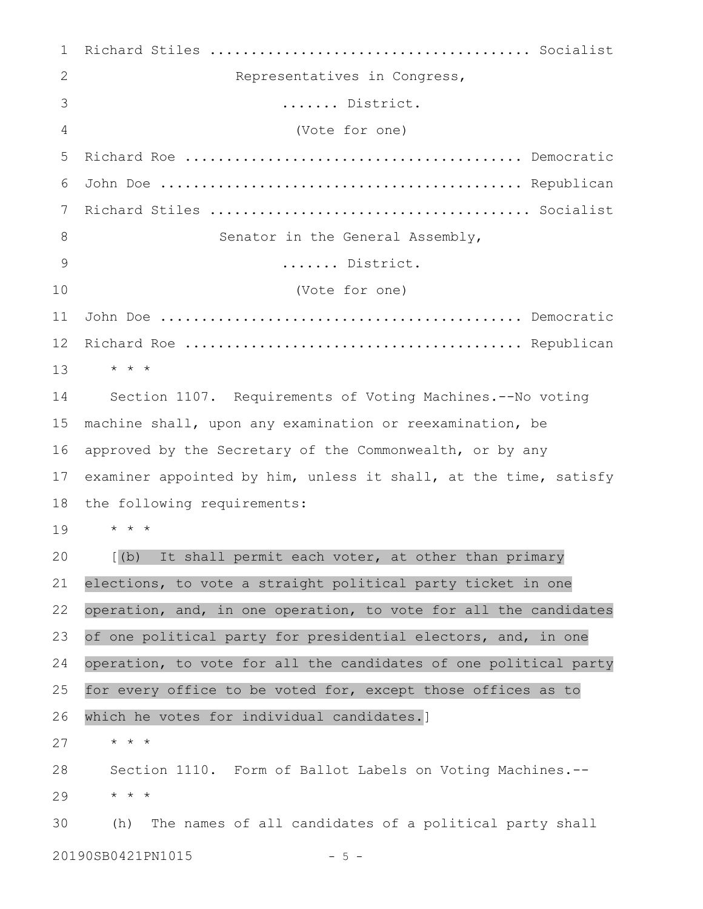Richard Stiles ..................................... Socialist

Representatives in Congress,

....... District.

(Vote for one)

Richard Roe ....................................... Democratic

John Doe .......................................... Republican

Richard Stiles ..................................... Socialist

Senator in the General Assembly,

....... District.

(Vote for one)

John Doe .......................................... Democratic

Richard Roe ....................................... Republican

* * *

Section 1107. Requirements of Voting Machines.--No voting machine shall, upon any examination or reexamination, be approved by the Secretary of the Commonwealth, or by any examiner appointed by him, unless it shall, at the time, satisfy the following requirements:

* * *

[(b) It shall permit each voter, at other than primary elections, to vote a straight political party ticket in one operation, and, in one operation, to vote for all the candidates of one political party for presidential electors, and, in one operation, to vote for all the candidates of one political party for every office to be voted for, except those offices as to which he votes for individual candidates.]

* * *

Section 1110. Form of Ballot Labels on Voting Machines.--

* * *

(h) The names of all candidates of a political party shall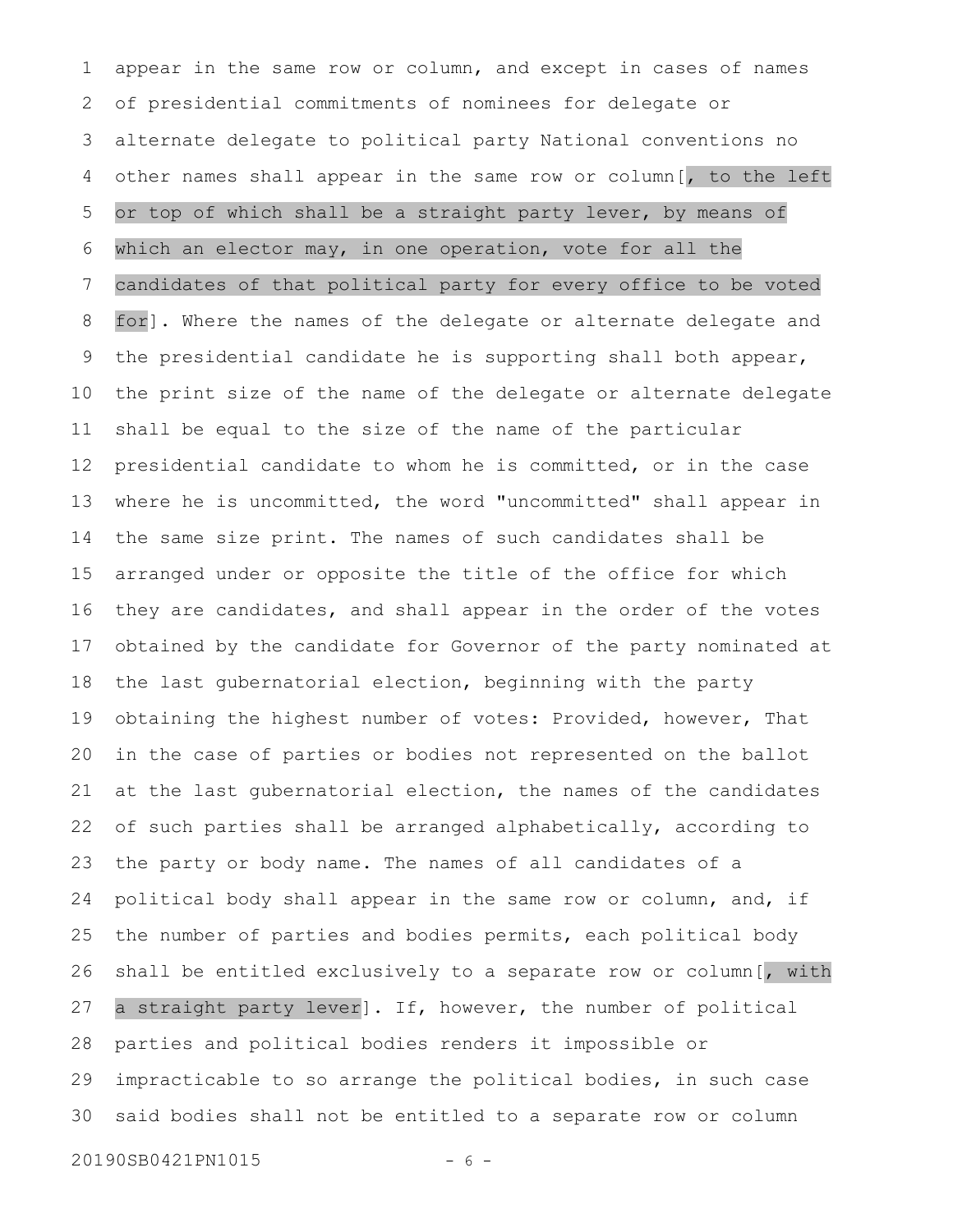appear in the same row or column, and except in cases of names of presidential commitments of nominees for delegate or alternate delegate to political party National conventions no other names shall appear in the same row or column[, to the left or top of which shall be a straight party lever, by means of which an elector may, in one operation, vote for all the candidates of that political party for every office to be voted for]. Where the names of the delegate or alternate delegate and the presidential candidate he is supporting shall both appear, the print size of the name of the delegate or alternate delegate shall be equal to the size of the name of the particular presidential candidate to whom he is committed, or in the case where he is uncommitted, the word "uncommitted" shall appear in the same size print. The names of such candidates shall be arranged under or opposite the title of the office for which they are candidates, and shall appear in the order of the votes obtained by the candidate for Governor of the party nominated at the last gubernatorial election, beginning with the party obtaining the highest number of votes: Provided, however, That in the case of parties or bodies not represented on the ballot at the last gubernatorial election, the names of the candidates of such parties shall be arranged alphabetically, according to the party or body name. The names of all candidates of a political body shall appear in the same row or column, and, if the number of parties and bodies permits, each political body shall be entitled exclusively to a separate row or column[, with a straight party lever]. If, however, the number of political parties and political bodies renders it impossible or impracticable to so arrange the political bodies, in such case said bodies shall not be entitled to a separate row or column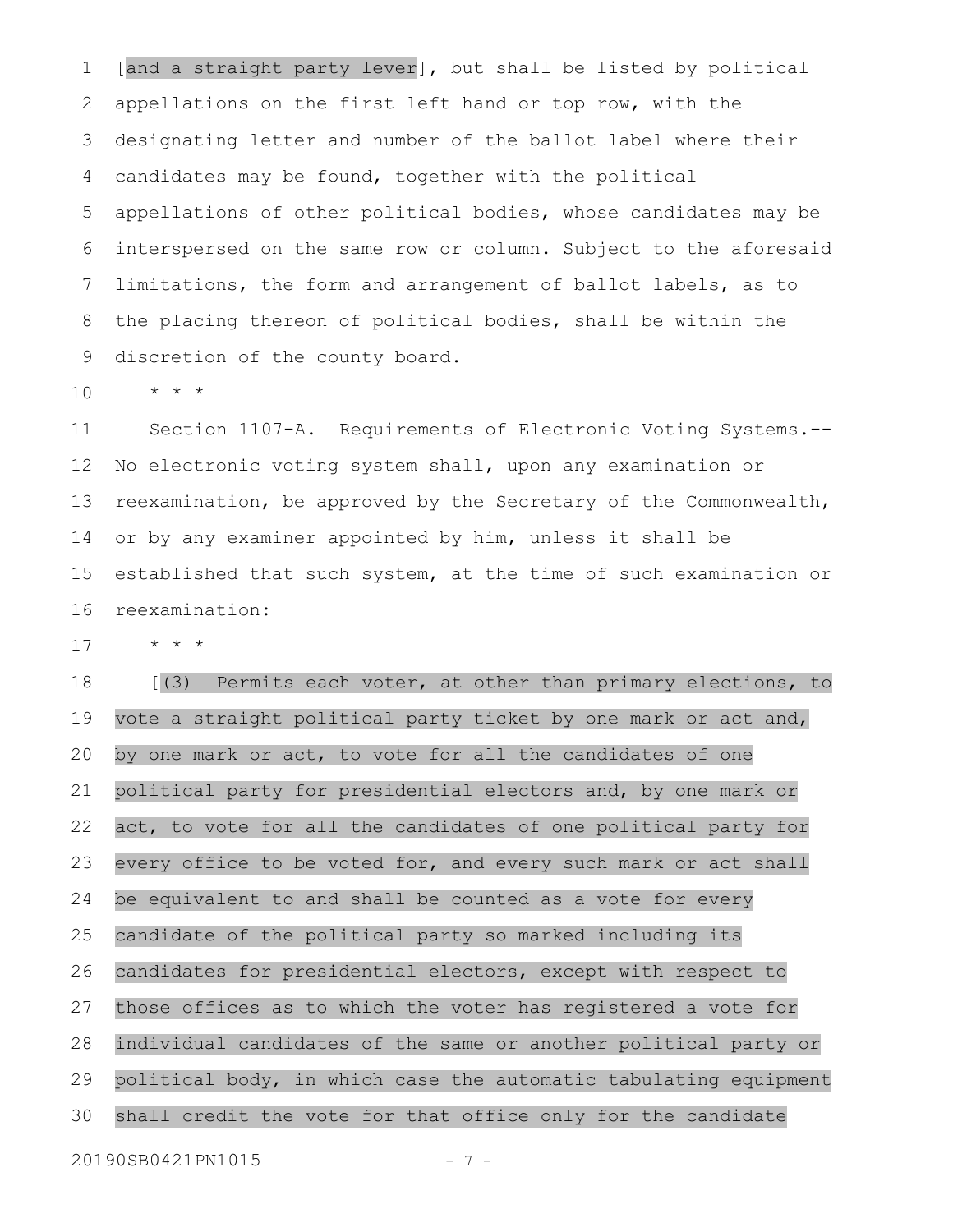[and a straight party lever], but shall be listed by political appellations on the first left hand or top row, with the designating letter and number of the ballot label where their candidates may be found, together with the political appellations of other political bodies, whose candidates may be interspersed on the same row or column. Subject to the aforesaid limitations, the form and arrangement of ballot labels, as to the placing thereon of political bodies, shall be within the discretion of the county board.

* * *

Section 1107-A. Requirements of Electronic Voting Systems.-- No electronic voting system shall, upon any examination or reexamination, be approved by the Secretary of the Commonwealth, or by any examiner appointed by him, unless it shall be established that such system, at the time of such examination or reexamination:

* * *

[(3) Permits each voter, at other than primary elections, to vote a straight political party ticket by one mark or act and, by one mark or act, to vote for all the candidates of one political party for presidential electors and, by one mark or act, to vote for all the candidates of one political party for every office to be voted for, and every such mark or act shall be equivalent to and shall be counted as a vote for every candidate of the political party so marked including its candidates for presidential electors, except with respect to those offices as to which the voter has registered a vote for individual candidates of the same or another political party or political body, in which case the automatic tabulating equipment shall credit the vote for that office only for the candidate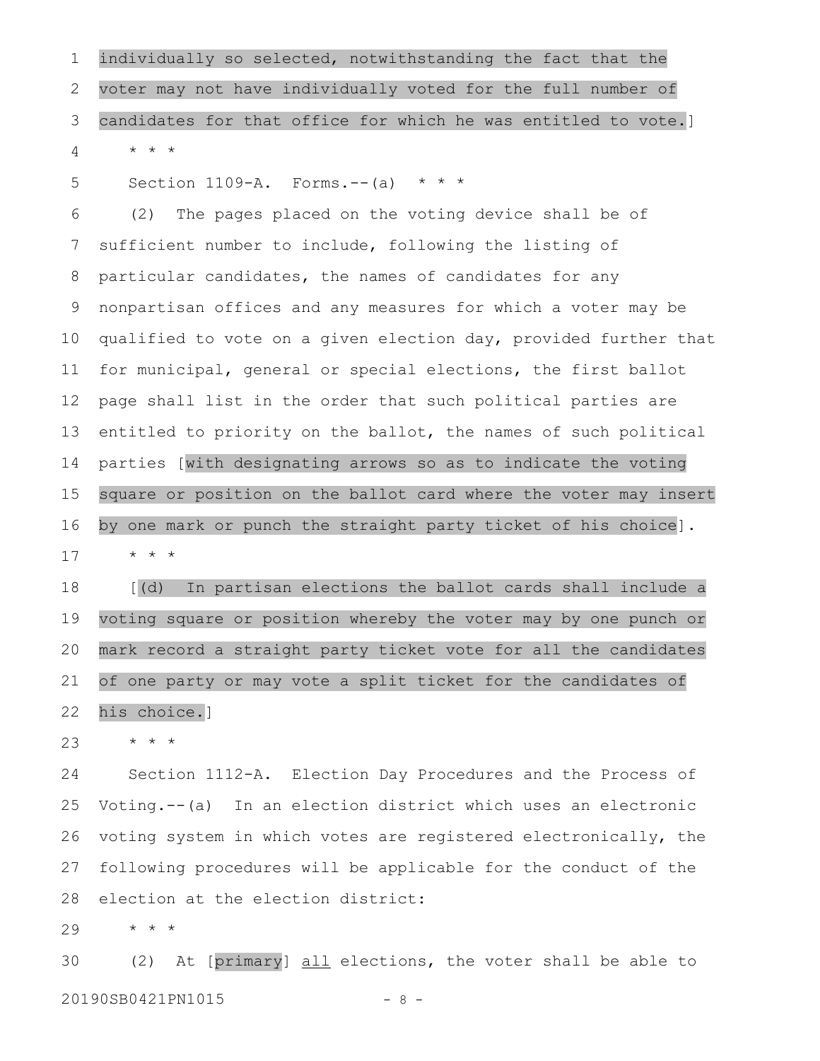individually so selected, notwithstanding the fact that the voter may not have individually voted for the full number of candidates for that office for which he was entitled to vote.]

\* \* \*

Section 1109-A. Forms.--(a) \* \* \*

(2) The pages placed on the voting device shall be of sufficient number to include, following the listing of particular candidates, the names of candidates for any nonpartisan offices and any measures for which a voter may be qualified to vote on a given election day, provided further that for municipal, general or special elections, the first ballot page shall list in the order that such political parties are entitled to priority on the ballot, the names of such political parties [with designating arrows so as to indicate the voting square or position on the ballot card where the voter may insert by one mark or punch the straight party ticket of his choice].

\* \* \*

[(d) In partisan elections the ballot cards shall include a voting square or position whereby the voter may by one punch or mark record a straight party ticket vote for all the candidates of one party or may vote a split ticket for the candidates of his choice.]

\* \* \*

Section 1112-A. Election Day Procedures and the Process of Voting.--(a) In an election district which uses an electronic voting system in which votes are registered electronically, the following procedures will be applicable for the conduct of the election at the election district:

\* \* \*

(2) At [primary] <u>all</u> elections, the voter shall be able to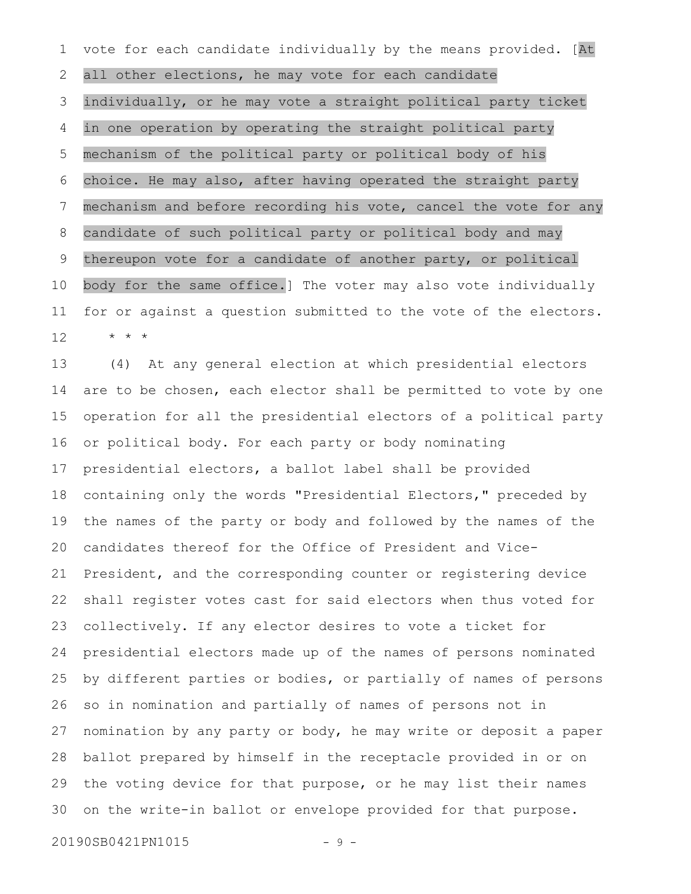vote for each candidate individually by the means provided. [At all other elections, he may vote for each candidate individually, or he may vote a straight political party ticket in one operation by operating the straight political party mechanism of the political party or political body of his choice. He may also, after having operated the straight party mechanism and before recording his vote, cancel the vote for any candidate of such political party or political body and may thereupon vote for a candidate of another party, or political body for the same office.] The voter may also vote individually for or against a question submitted to the vote of the electors.

\* \* \*

(4) At any general election at which presidential electors are to be chosen, each elector shall be permitted to vote by one operation for all the presidential electors of a political party or political body. For each party or body nominating presidential electors, a ballot label shall be provided containing only the words "Presidential Electors," preceded by the names of the party or body and followed by the names of the candidates thereof for the Office of President and Vice-President, and the corresponding counter or registering device shall register votes cast for said electors when thus voted for collectively. If any elector desires to vote a ticket for presidential electors made up of the names of persons nominated by different parties or bodies, or partially of names of persons so in nomination and partially of names of persons not in nomination by any party or body, he may write or deposit a paper ballot prepared by himself in the receptacle provided in or on the voting device for that purpose, or he may list their names on the write-in ballot or envelope provided for that purpose.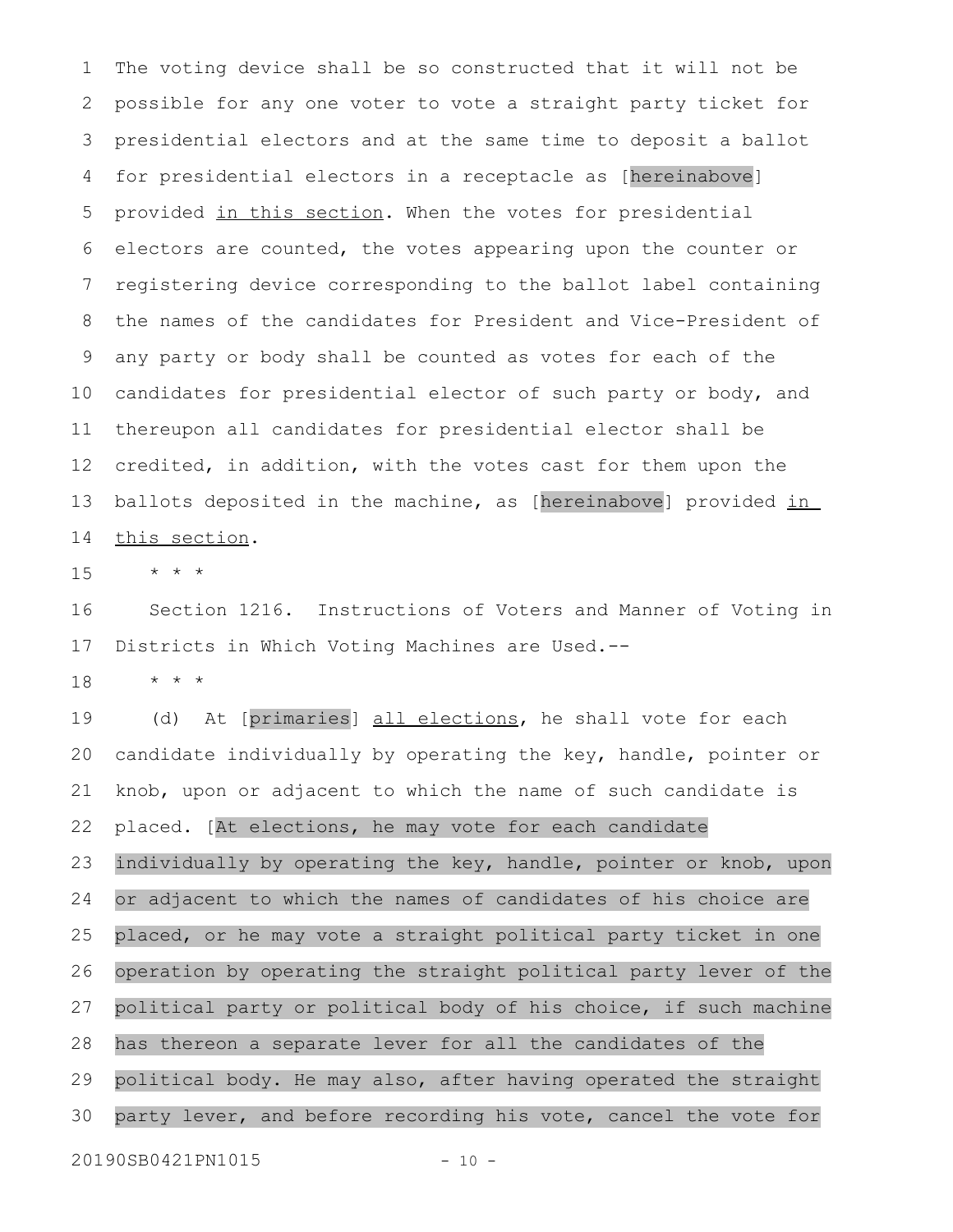The voting device shall be so constructed that it will not be possible for any one voter to vote a straight party ticket for presidential electors and at the same time to deposit a ballot for presidential electors in a receptacle as [hereinabove] provided <u>in this section</u>. When the votes for presidential electors are counted, the votes appearing upon the counter or registering device corresponding to the ballot label containing the names of the candidates for President and Vice-President of any party or body shall be counted as votes for each of the candidates for presidential elector of such party or body, and thereupon all candidates for presidential elector shall be credited, in addition, with the votes cast for them upon the ballots deposited in the machine, as [hereinabove] provided <u>in this section</u>.

* * *

Section 1216. Instructions of Voters and Manner of Voting in Districts in Which Voting Machines are Used.--

* * *

(d) At [primaries] <u>all elections</u>, he shall vote for each candidate individually by operating the key, handle, pointer or knob, upon or adjacent to which the name of such candidate is placed. [At elections, he may vote for each candidate individually by operating the key, handle, pointer or knob, upon or adjacent to which the names of candidates of his choice are placed, or he may vote a straight political party ticket in one operation by operating the straight political party lever of the political party or political body of his choice, if such machine has thereon a separate lever for all the candidates of the political body. He may also, after having operated the straight party lever, and before recording his vote, cancel the vote for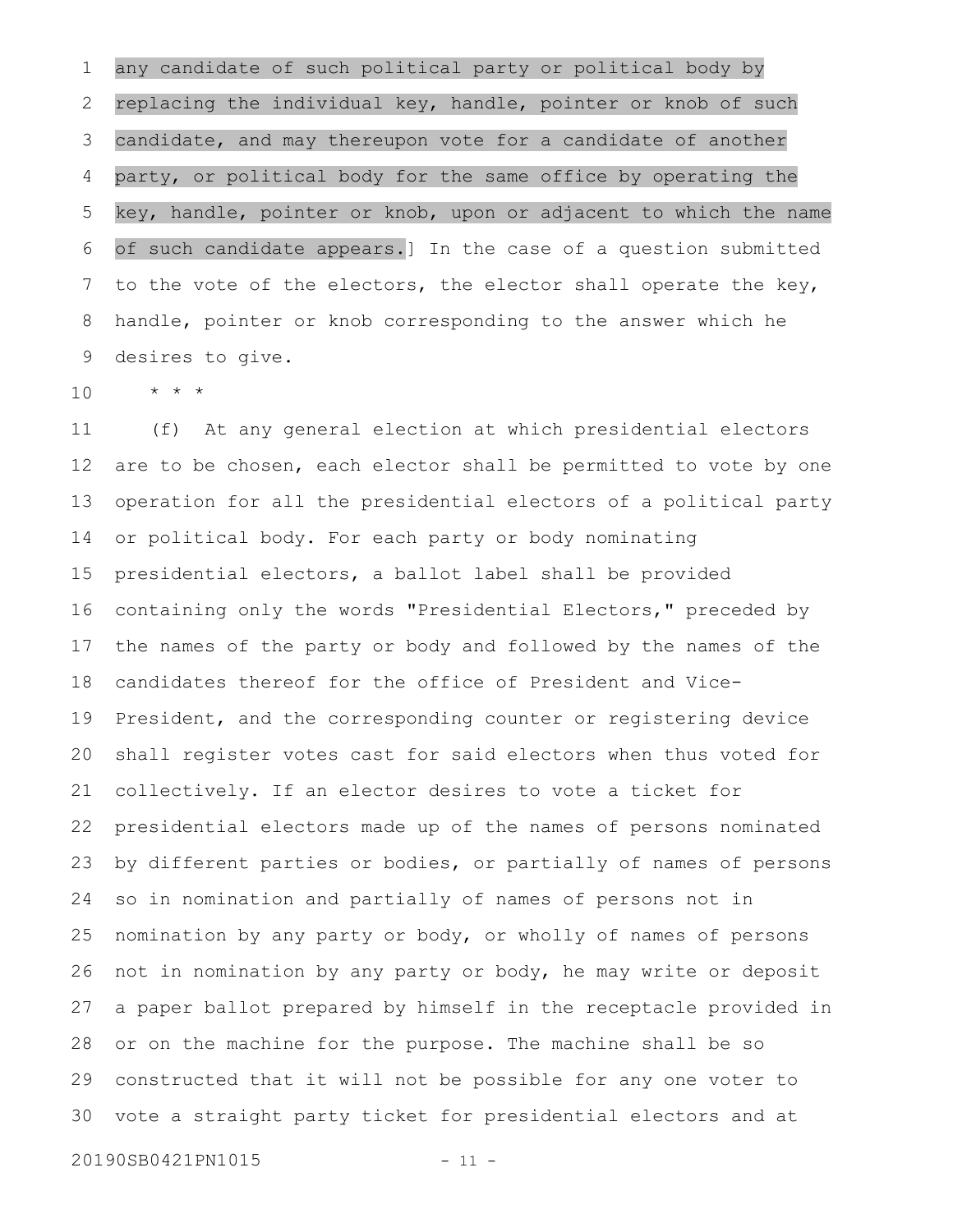any candidate of such political party or political body by replacing the individual key, handle, pointer or knob of such candidate, and may thereupon vote for a candidate of another party, or political body for the same office by operating the key, handle, pointer or knob, upon or adjacent to which the name of such candidate appears.] In the case of a question submitted to the vote of the electors, the elector shall operate the key, handle, pointer or knob corresponding to the answer which he desires to give.

\* \* \*

(f) At any general election at which presidential electors are to be chosen, each elector shall be permitted to vote by one operation for all the presidential electors of a political party or political body. For each party or body nominating presidential electors, a ballot label shall be provided containing only the words "Presidential Electors," preceded by the names of the party or body and followed by the names of the candidates thereof for the office of President and Vice-President, and the corresponding counter or registering device shall register votes cast for said electors when thus voted for collectively. If an elector desires to vote a ticket for presidential electors made up of the names of persons nominated by different parties or bodies, or partially of names of persons so in nomination and partially of names of persons not in nomination by any party or body, or wholly of names of persons not in nomination by any party or body, he may write or deposit a paper ballot prepared by himself in the receptacle provided in or on the machine for the purpose. The machine shall be so constructed that it will not be possible for any one voter to vote a straight party ticket for presidential electors and at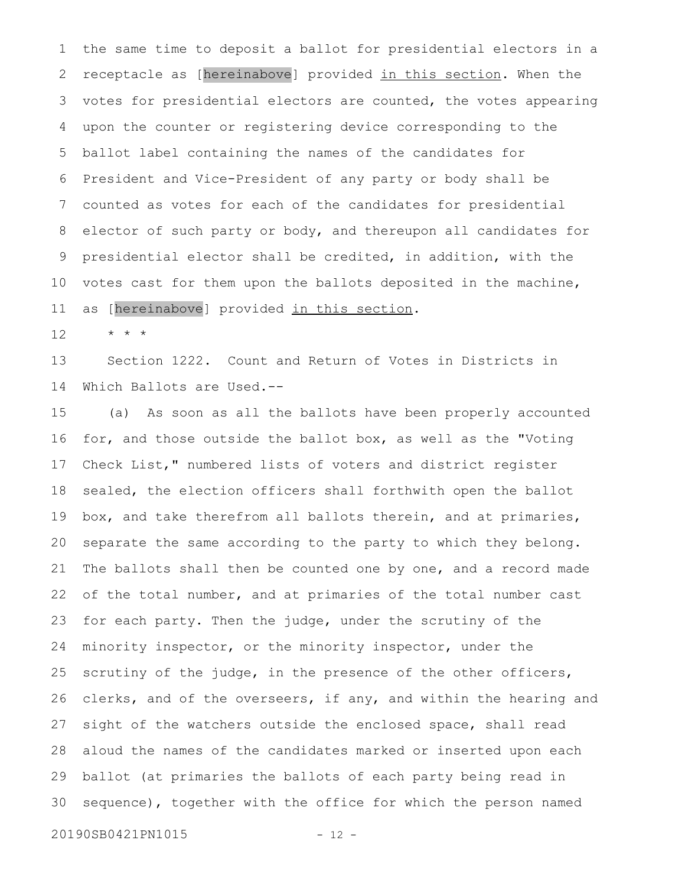the same time to deposit a ballot for presidential electors in a receptacle as [hereinabove] provided in this section. When the votes for presidential electors are counted, the votes appearing upon the counter or registering device corresponding to the ballot label containing the names of the candidates for President and Vice-President of any party or body shall be counted as votes for each of the candidates for presidential elector of such party or body, and thereupon all candidates for presidential elector shall be credited, in addition, with the votes cast for them upon the ballots deposited in the machine, as [hereinabove] provided in this section.

\* \* \*

Section 1222. Count and Return of Votes in Districts in Which Ballots are Used.--

(a) As soon as all the ballots have been properly accounted for, and those outside the ballot box, as well as the "Voting Check List," numbered lists of voters and district register sealed, the election officers shall forthwith open the ballot box, and take therefrom all ballots therein, and at primaries, separate the same according to the party to which they belong. The ballots shall then be counted one by one, and a record made of the total number, and at primaries of the total number cast for each party. Then the judge, under the scrutiny of the minority inspector, or the minority inspector, under the scrutiny of the judge, in the presence of the other officers, clerks, and of the overseers, if any, and within the hearing and sight of the watchers outside the enclosed space, shall read aloud the names of the candidates marked or inserted upon each ballot (at primaries the ballots of each party being read in sequence), together with the office for which the person named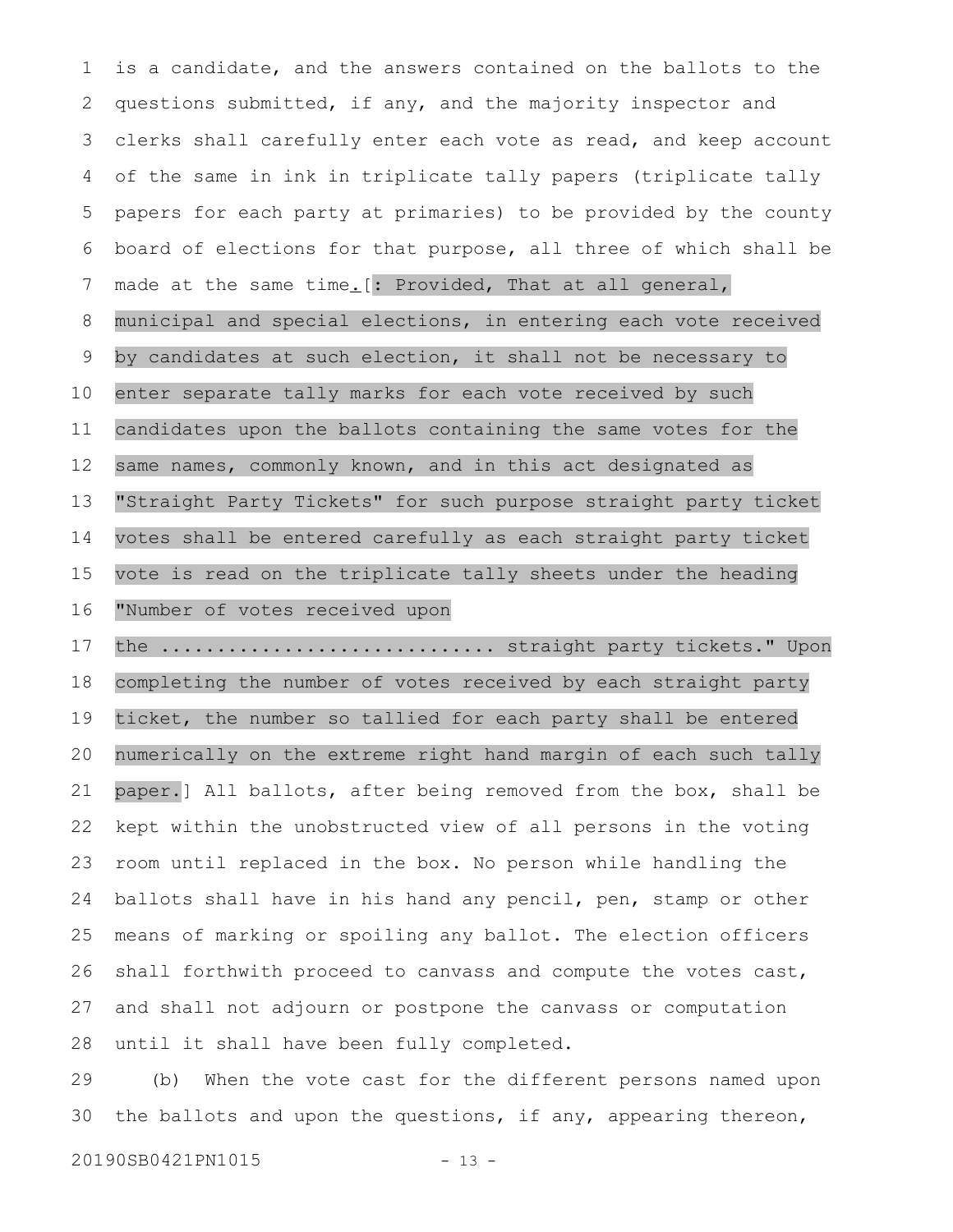is a candidate, and the answers contained on the ballots to the questions submitted, if any, and the majority inspector and clerks shall carefully enter each vote as read, and keep account of the same in ink in triplicate tally papers (triplicate tally papers for each party at primaries) to be provided by the county board of elections for that purpose, all three of which shall be made at the same time.[: Provided, That at all general, municipal and special elections, in entering each vote received by candidates at such election, it shall not be necessary to enter separate tally marks for each vote received by such candidates upon the ballots containing the same votes for the same names, commonly known, and in this act designated as "Straight Party Tickets" for such purpose straight party ticket votes shall be entered carefully as each straight party ticket vote is read on the triplicate tally sheets under the heading "Number of votes received upon the ............................ straight party tickets." Upon completing the number of votes received by each straight party ticket, the number so tallied for each party shall be entered numerically on the extreme right hand margin of each such tally paper.] All ballots, after being removed from the box, shall be kept within the unobstructed view of all persons in the voting room until replaced in the box. No person while handling the ballots shall have in his hand any pencil, pen, stamp or other means of marking or spoiling any ballot. The election officers shall forthwith proceed to canvass and compute the votes cast, and shall not adjourn or postpone the canvass or computation until it shall have been fully completed.

(b) When the vote cast for the different persons named upon the ballots and upon the questions, if any, appearing thereon,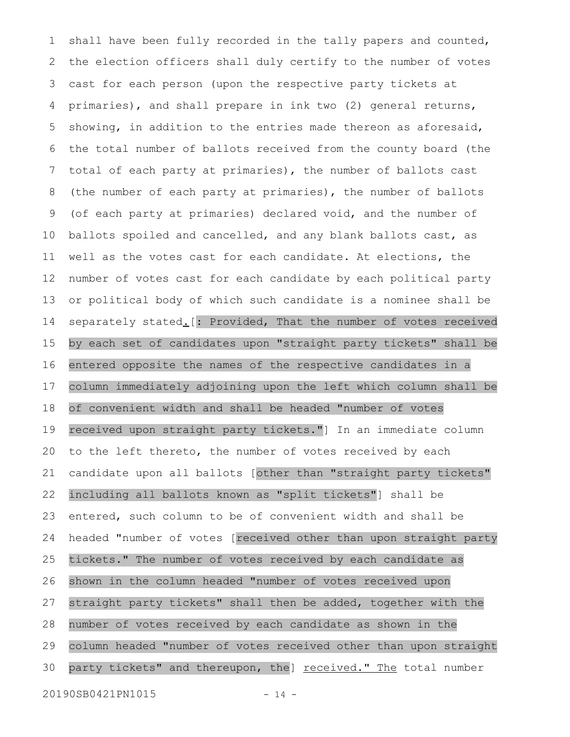shall have been fully recorded in the tally papers and counted, the election officers shall duly certify to the number of votes cast for each person (upon the respective party tickets at primaries), and shall prepare in ink two (2) general returns, showing, in addition to the entries made thereon as aforesaid, the total number of ballots received from the county board (the total of each party at primaries), the number of ballots cast (the number of each party at primaries), the number of ballots (of each party at primaries) declared void, and the number of ballots spoiled and cancelled, and any blank ballots cast, as well as the votes cast for each candidate. At elections, the number of votes cast for each candidate by each political party or political body of which such candidate is a nominee shall be separately stated.[: Provided, That the number of votes received by each set of candidates upon "straight party tickets" shall be entered opposite the names of the respective candidates in a column immediately adjoining upon the left which column shall be of convenient width and shall be headed "number of votes received upon straight party tickets."] In an immediate column to the left thereto, the number of votes received by each candidate upon all ballots [other than "straight party tickets" including all ballots known as "split tickets"] shall be entered, such column to be of convenient width and shall be headed "number of votes [received other than upon straight party tickets." The number of votes received by each candidate as shown in the column headed "number of votes received upon straight party tickets" shall then be added, together with the number of votes received by each candidate as shown in the column headed "number of votes received other than upon straight party tickets" and thereupon, the] received." The total number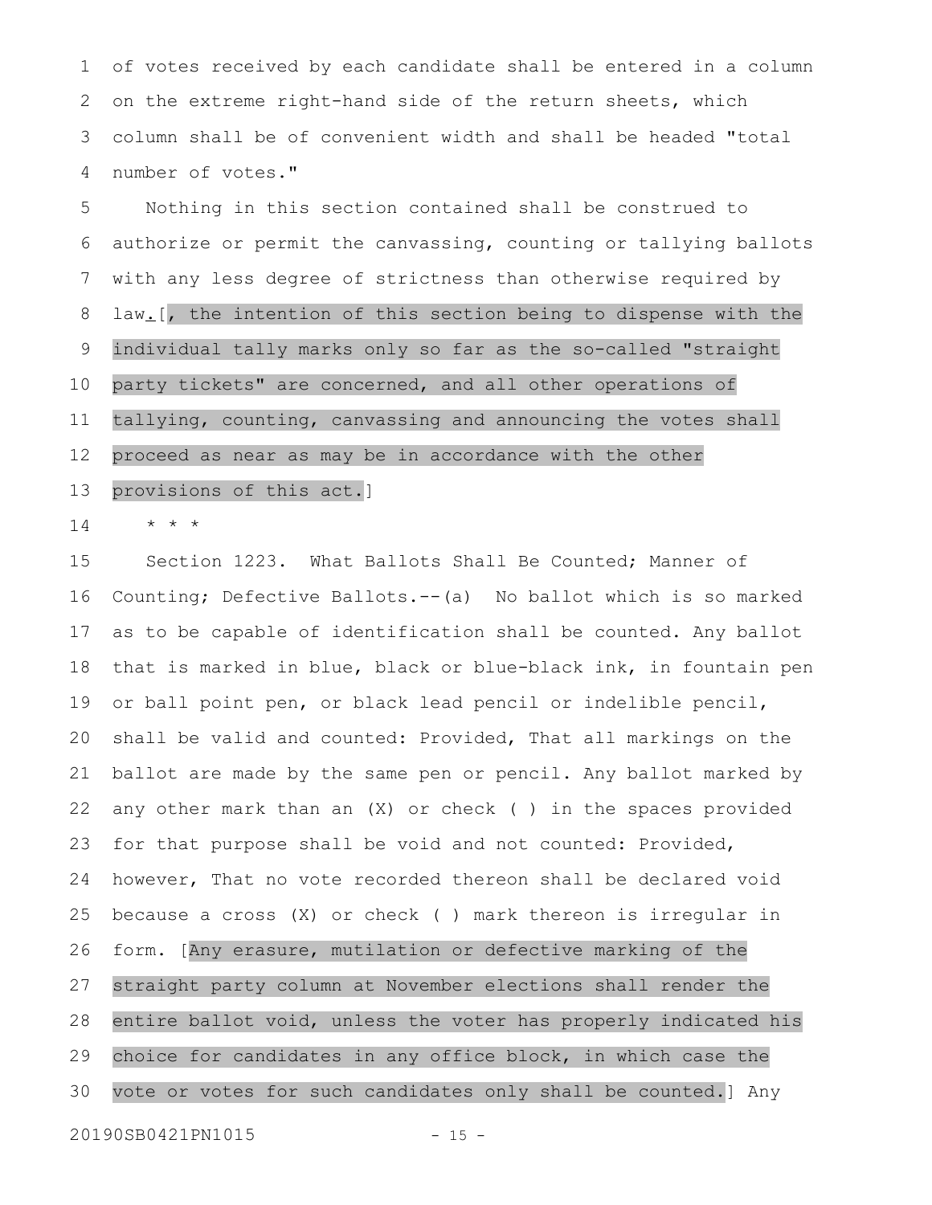of votes received by each candidate shall be entered in a column on the extreme right-hand side of the return sheets, which column shall be of convenient width and shall be headed "total number of votes."

Nothing in this section contained shall be construed to authorize or permit the canvassing, counting or tallying ballots with any less degree of strictness than otherwise required by law.[, the intention of this section being to dispense with the individual tally marks only so far as the so-called "straight party tickets" are concerned, and all other operations of tallying, counting, canvassing and announcing the votes shall proceed as near as may be in accordance with the other provisions of this act.]

\* \* \*

Section 1223. What Ballots Shall Be Counted; Manner of Counting; Defective Ballots.--(a) No ballot which is so marked as to be capable of identification shall be counted. Any ballot that is marked in blue, black or blue-black ink, in fountain pen or ball point pen, or black lead pencil or indelible pencil, shall be valid and counted: Provided, That all markings on the ballot are made by the same pen or pencil. Any ballot marked by any other mark than an (X) or check ( ) in the spaces provided for that purpose shall be void and not counted: Provided, however, That no vote recorded thereon shall be declared void because a cross (X) or check ( ) mark thereon is irregular in form. [Any erasure, mutilation or defective marking of the straight party column at November elections shall render the entire ballot void, unless the voter has properly indicated his choice for candidates in any office block, in which case the vote or votes for such candidates only shall be counted.] Any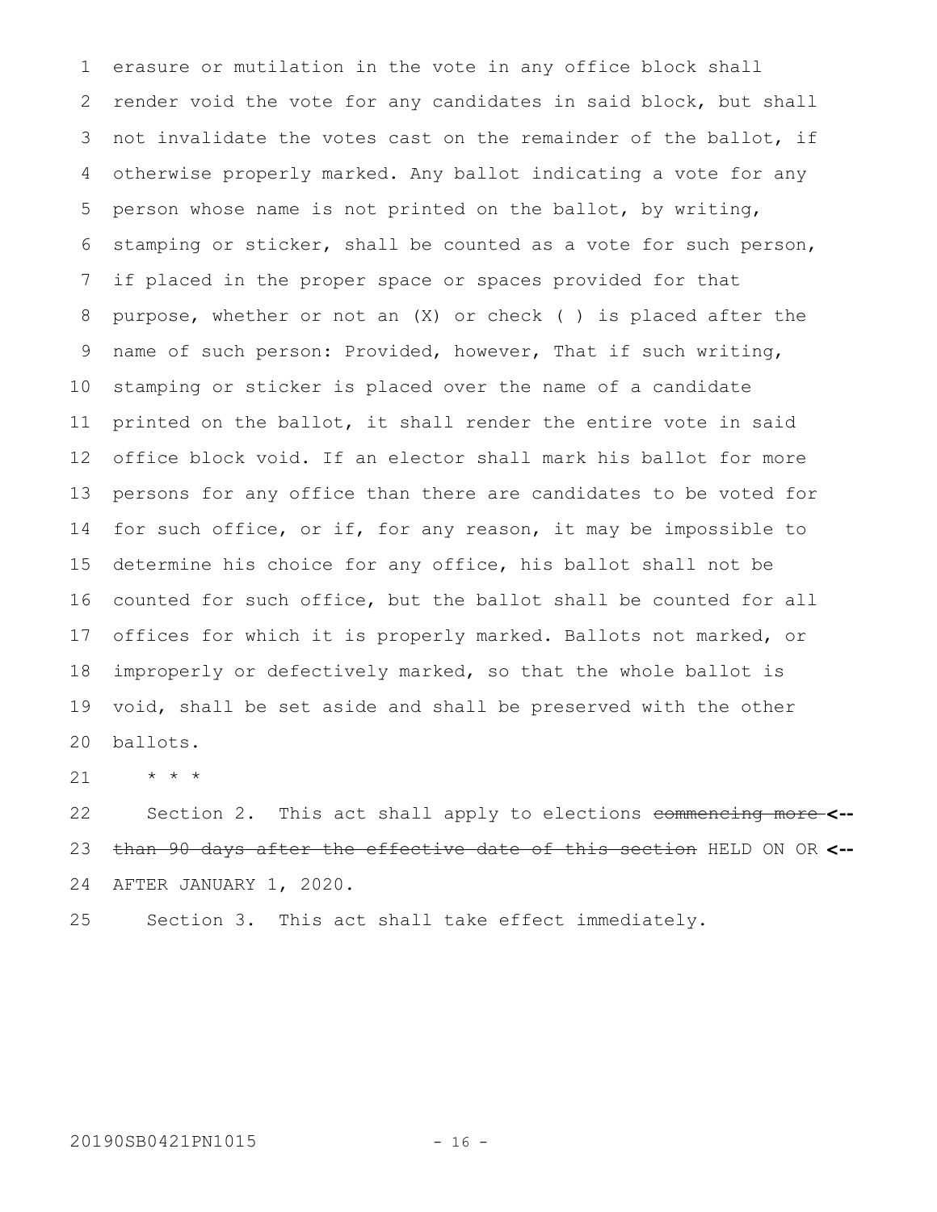erasure or mutilation in the vote in any office block shall render void the vote for any candidates in said block, but shall not invalidate the votes cast on the remainder of the ballot, if otherwise properly marked. Any ballot indicating a vote for any person whose name is not printed on the ballot, by writing, stamping or sticker, shall be counted as a vote for such person, if placed in the proper space or spaces provided for that purpose, whether or not an (X) or check ( ) is placed after the name of such person: Provided, however, That if such writing, stamping or sticker is placed over the name of a candidate printed on the ballot, it shall render the entire vote in said office block void. If an elector shall mark his ballot for more persons for any office than there are candidates to be voted for for such office, or if, for any reason, it may be impossible to determine his choice for any office, his ballot shall not be counted for such office, but the ballot shall be counted for all offices for which it is properly marked. Ballots not marked, or improperly or defectively marked, so that the whole ballot is void, shall be set aside and shall be preserved with the other ballots.

\* \* \*

Section 2. This act shall apply to elections ~~commencing more than 90 days after the effective date of this section~~ HELD ON OR AFTER JANUARY 1, 2020. **<--**

Section 3. This act shall take effect immediately.